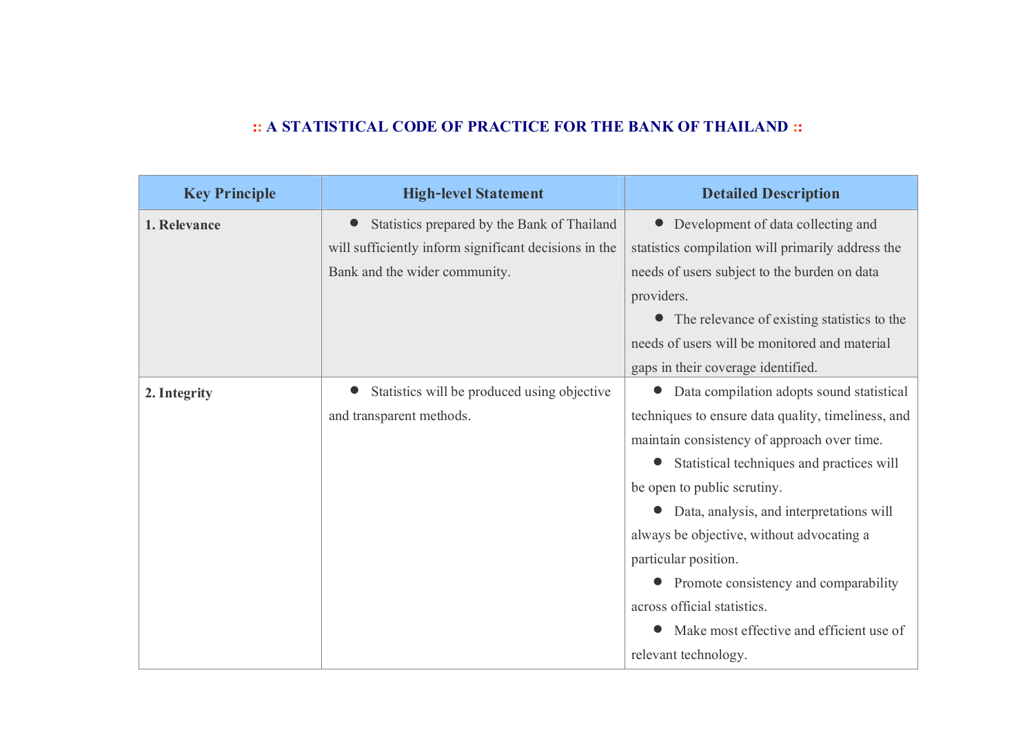# :: A STATISTICAL CODE OF PRACTICE FOR THE BANK OF THAILAND ::

| Key Principle | High-level Statement | Detailed Description |
|---|---|---|
| **1. Relevance** | • Statistics prepared by the Bank of Thailand will sufficiently inform significant decisions in the Bank and the wider community. | • Development of data collecting and statistics compilation will primarily address the needs of users subject to the burden on data providers.<br>• The relevance of existing statistics to the needs of users will be monitored and material gaps in their coverage identified. |
| **2. Integrity** | • Statistics will be produced using objective and transparent methods. | • Data compilation adopts sound statistical techniques to ensure data quality, timeliness, and maintain consistency of approach over time.<br>• Statistical techniques and practices will be open to public scrutiny.<br>• Data, analysis, and interpretations will always be objective, without advocating a particular position.<br>• Promote consistency and comparability across official statistics.<br>• Make most effective and efficient use of relevant technology. |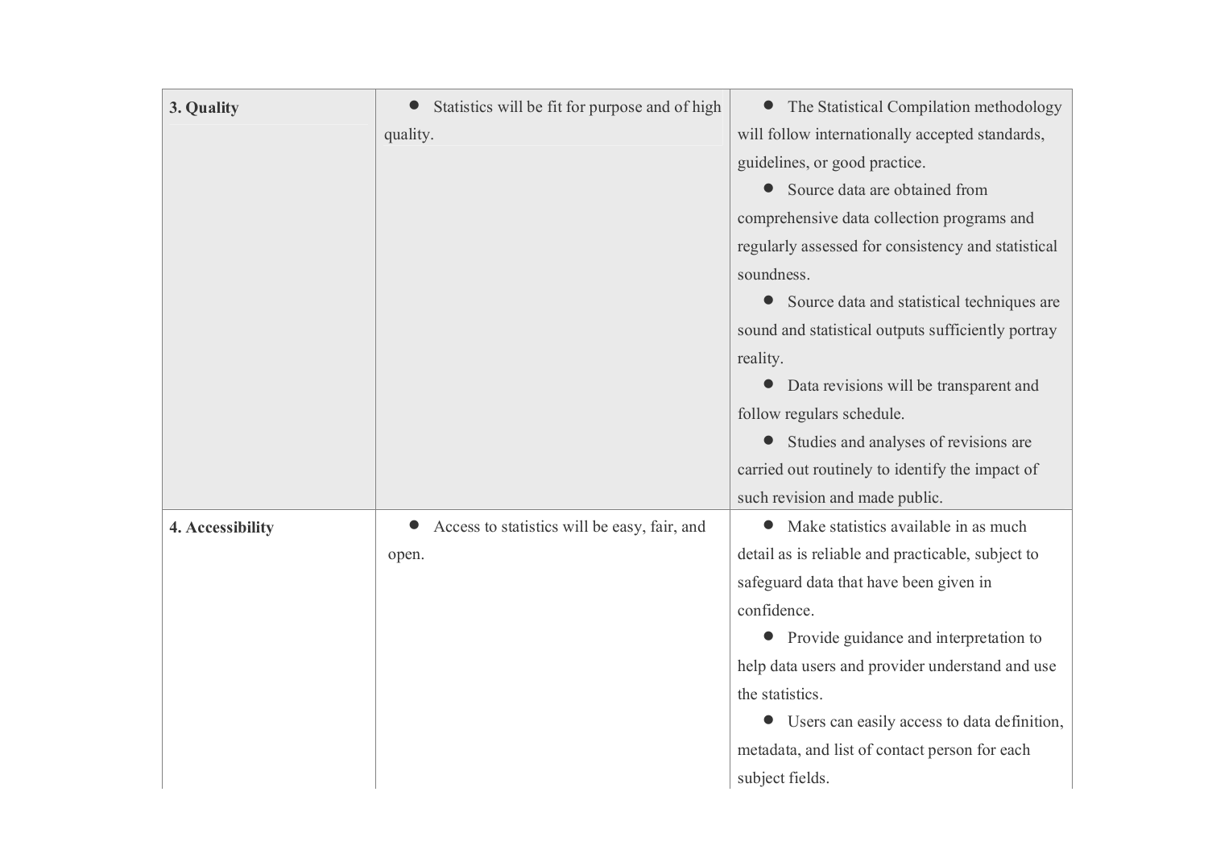| | | |
|---|---|---|
| **3. Quality** | • Statistics will be fit for purpose and of high quality. | • The Statistical Compilation methodology will follow internationally accepted standards, guidelines, or good practice.<br>• Source data are obtained from comprehensive data collection programs and regularly assessed for consistency and statistical soundness.<br>• Source data and statistical techniques are sound and statistical outputs sufficiently portray reality.<br>• Data revisions will be transparent and follow regulars schedule.<br>• Studies and analyses of revisions are carried out routinely to identify the impact of such revision and made public. |
| **4. Accessibility** | • Access to statistics will be easy, fair, and open. | • Make statistics available in as much detail as is reliable and practicable, subject to safeguard data that have been given in confidence.<br>• Provide guidance and interpretation to help data users and provider understand and use the statistics.<br>• Users can easily access to data definition, metadata, and list of contact person for each subject fields. |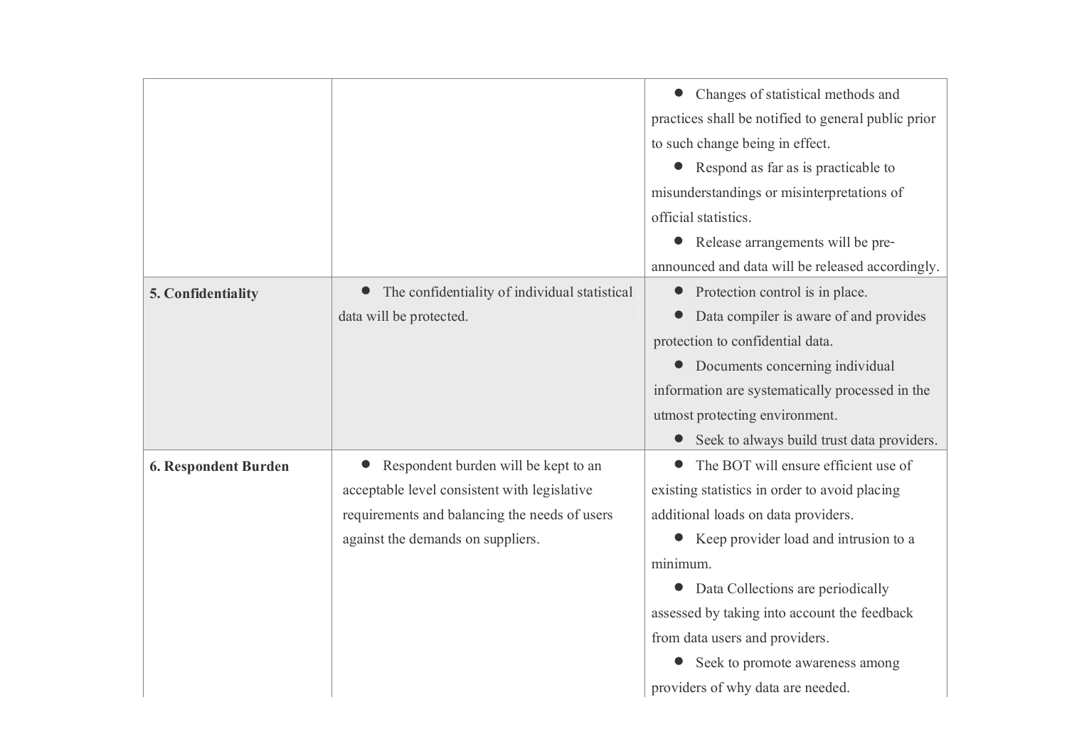| | | |
|---|---|---|
| | | • Changes of statistical methods and practices shall be notified to general public prior to such change being in effect.<br>• Respond as far as is practicable to misunderstandings or misinterpretations of official statistics.<br>• Release arrangements will be pre-announced and data will be released accordingly. |
| **5. Confidentiality** | • The confidentiality of individual statistical data will be protected. | • Protection control is in place.<br>• Data compiler is aware of and provides protection to confidential data.<br>• Documents concerning individual information are systematically processed in the utmost protecting environment.<br>• Seek to always build trust data providers. |
| **6. Respondent Burden** | • Respondent burden will be kept to an acceptable level consistent with legislative requirements and balancing the needs of users against the demands on suppliers. | • The BOT will ensure efficient use of existing statistics in order to avoid placing additional loads on data providers.<br>• Keep provider load and intrusion to a minimum.<br>• Data Collections are periodically assessed by taking into account the feedback from data users and providers.<br>• Seek to promote awareness among providers of why data are needed. |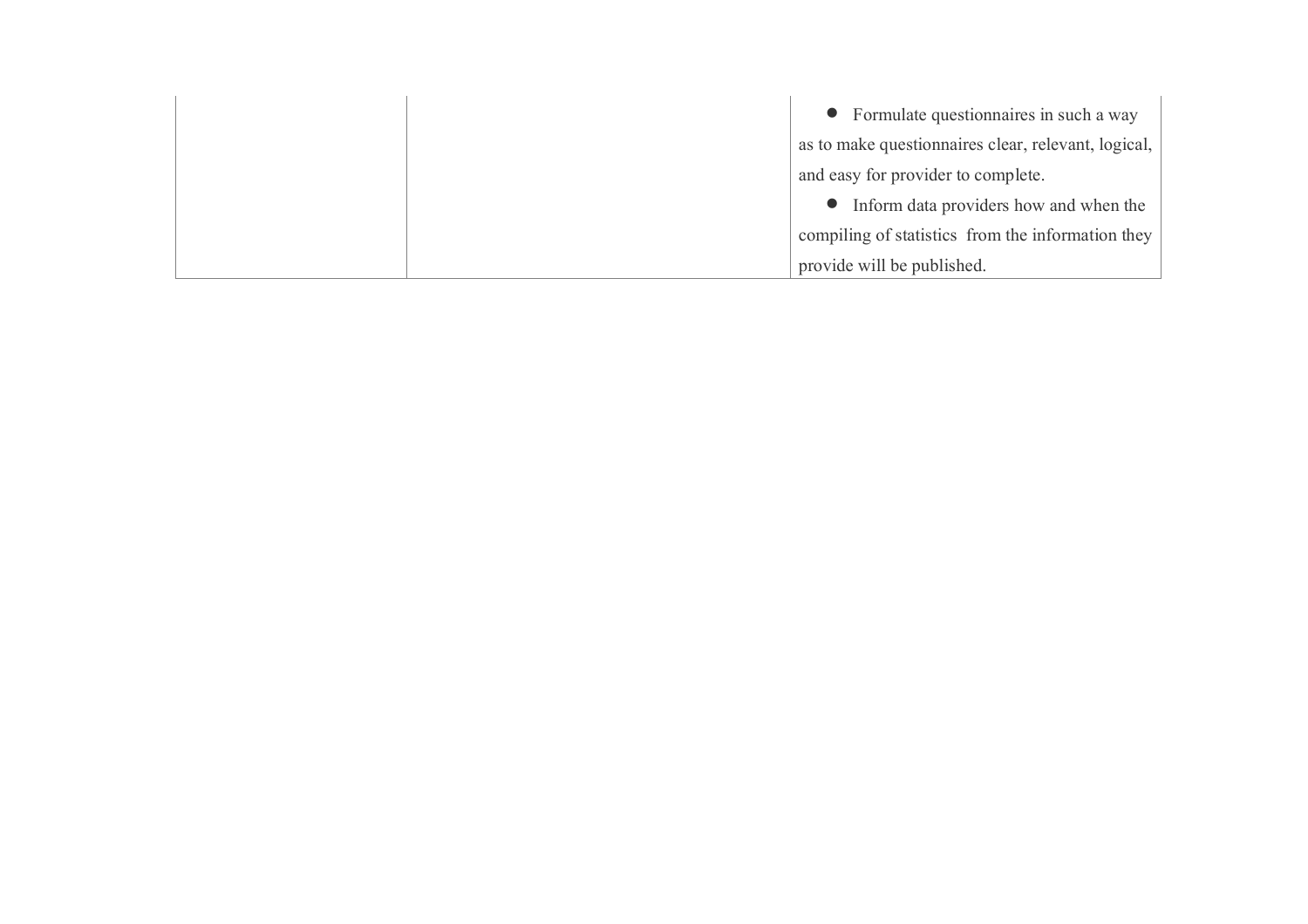| | | |
|---|---|---|
| | | ● Formulate questionnaires in such a way as to make questionnaires clear, relevant, logical, and easy for provider to complete.<br>● Inform data providers how and when the compiling of statistics from the information they provide will be published. |